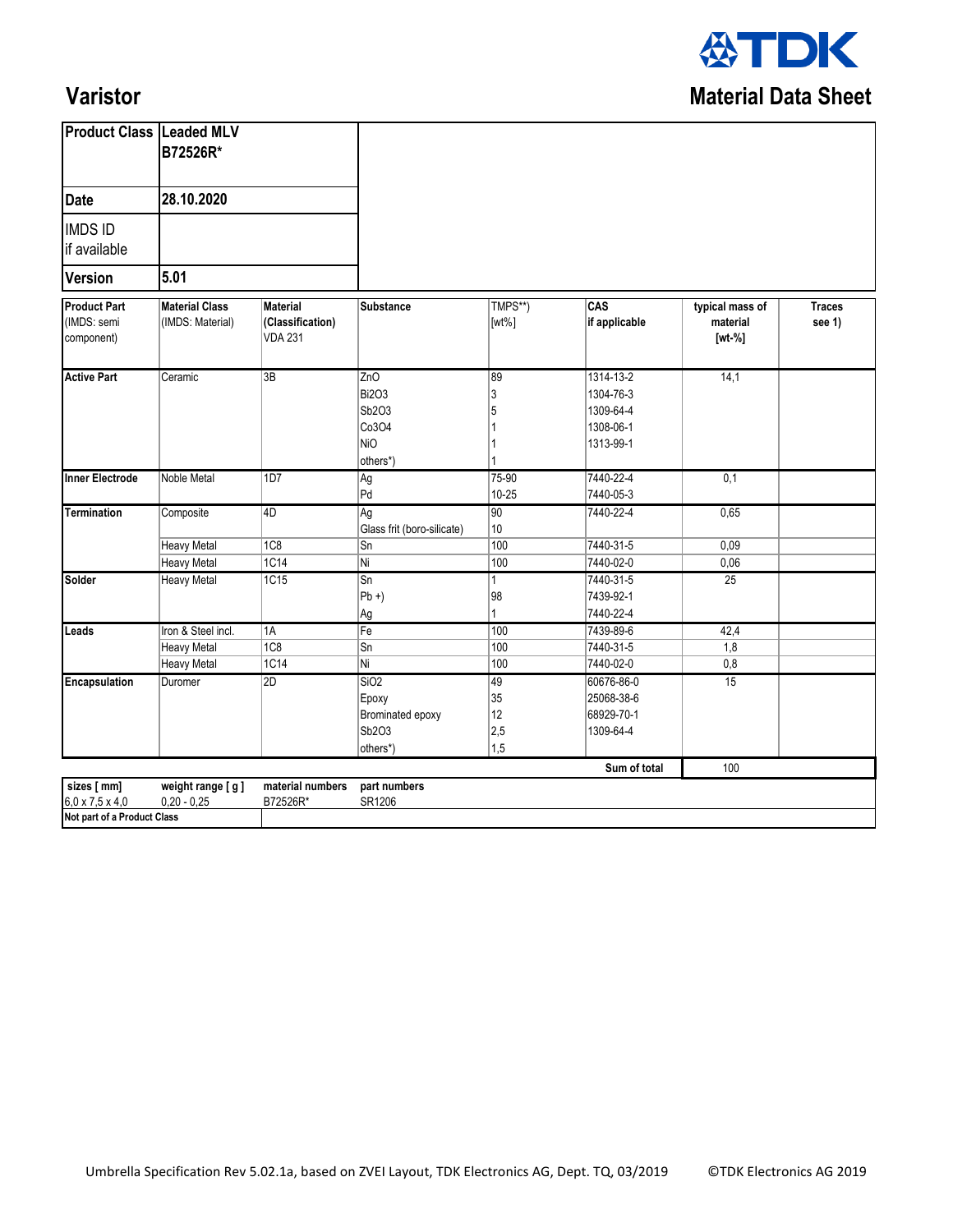# Varistor

## Material Data Sheet

| Product Class | Leaded MLV B72526R* |
|---|---|
| Date | 28.10.2020 |
| IMDS ID if available | |
| Version | 5.01 |

| Product Part (IMDS: semi component) | Material Class (IMDS: Material) | Material (Classification) VDA 231 | Substance | TMPS**) [wt%] | CAS if applicable | typical mass of material [wt-%] | Traces see 1) |
|---|---|---|---|---|---|---|---|
| **Active Part** | Ceramic | 3B | ZnO | 89 | 1314-13-2 | 14,1 | |
| | | | Bi2O3 | 3 | 1304-76-3 | | |
| | | | Sb2O3 | 5 | 1309-64-4 | | |
| | | | Co3O4 | 1 | 1308-06-1 | | |
| | | | NiO | 1 | 1313-99-1 | | |
| | | | others*) | 1 | | | |
| **Inner Electrode** | Noble Metal | 1D7 | Ag | 75-90 | 7440-22-4 | 0,1 | |
| | | | Pd | 10-25 | 7440-05-3 | | |
| **Termination** | Composite | 4D | Ag | 90 | 7440-22-4 | 0,65 | |
| | | | Glass frit (boro-silicate) | 10 | | | |
| | Heavy Metal | 1C8 | Sn | 100 | 7440-31-5 | 0,09 | |
| | Heavy Metal | 1C14 | Ni | 100 | 7440-02-0 | 0,06 | |
| **Solder** | Heavy Metal | 1C15 | Sn | 1 | 7440-31-5 | 25 | |
| | | | Pb +) | 98 | 7439-92-1 | | |
| | | | Ag | 1 | 7440-22-4 | | |
| **Leads** | Iron & Steel incl. | 1A | Fe | 100 | 7439-89-6 | 42,4 | |
| | Heavy Metal | 1C8 | Sn | 100 | 7440-31-5 | 1,8 | |
| | Heavy Metal | 1C14 | Ni | 100 | 7440-02-0 | 0,8 | |
| **Encapsulation** | Duromer | 2D | SiO2 | 49 | 60676-86-0 | 15 | |
| | | | Epoxy | 35 | 25068-38-6 | | |
| | | | Brominated epoxy | 12 | 68929-70-1 | | |
| | | | Sb2O3 | 2,5 | 1309-64-4 | | |
| | | | others*) | 1,5 | | | |
| | | | | | **Sum of total** | 100 | |

| sizes [ mm] | weight range [ g ] | material numbers | part numbers |
|---|---|---|---|
| 6,0 x 7,5 x 4,0 | 0,20 - 0,25 | B72526R* | SR1206 |
| **Not part of a Product Class** | | | |

Umbrella Specification Rev 5.02.1a, based on ZVEI Layout, TDK Electronics AG, Dept. TQ, 03/2019 ©TDK Electronics AG 2019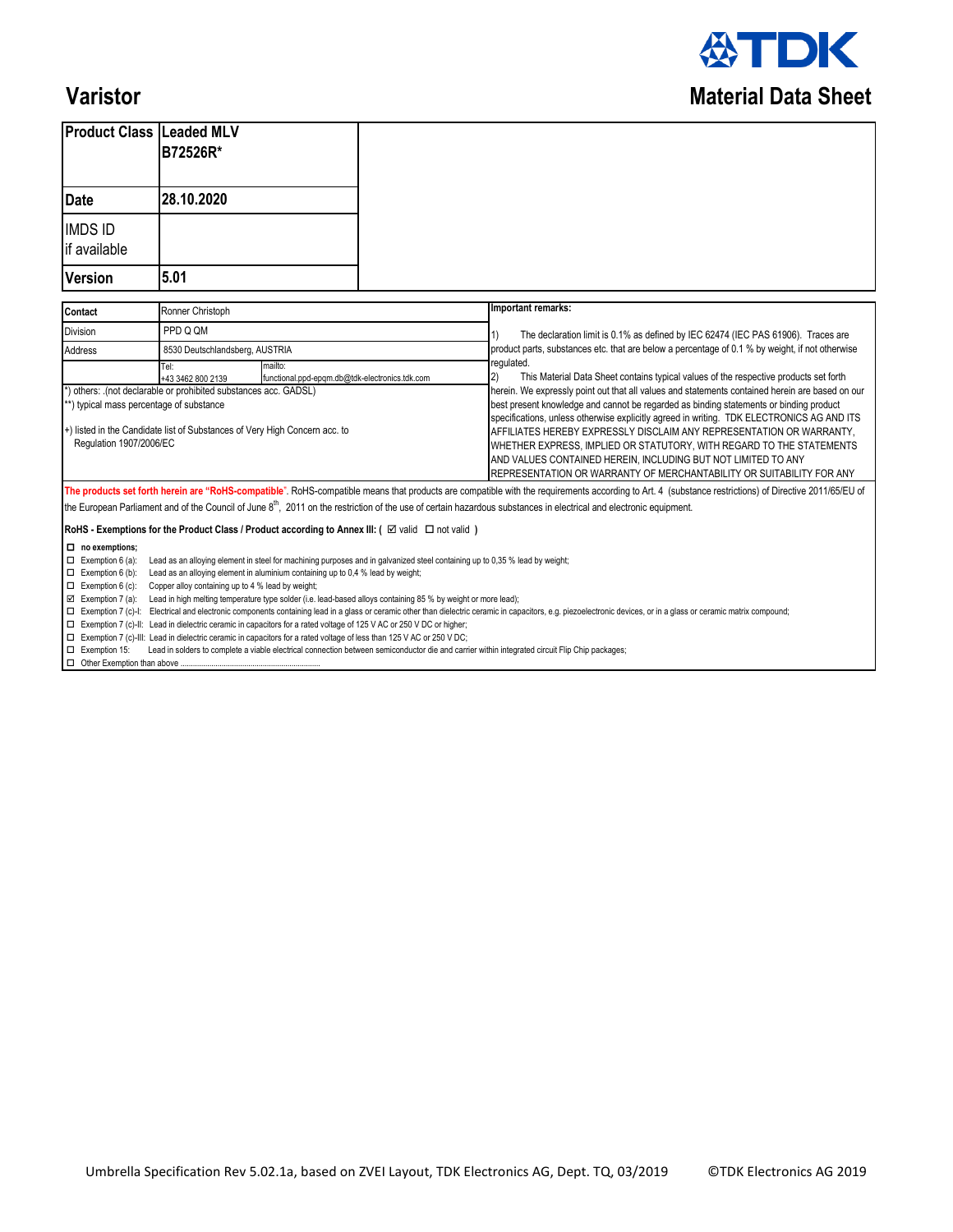# Varistor

# Material Data Sheet

| | |
|---|---|
| **Product Class** | **Leaded MLV B72526R*** |
| **Date** | **28.10.2020** |
| IMDS ID if available | |
| **Version** | **5.01** |

| | | |
|---|---|---|
| **Contact** | Ronner Christoph | |
| Division | PPD Q QM | |
| Address | 8530 Deutschlandsberg, AUSTRIA | |
| | Tel: +43 3462 800 2139 | mailto: functional.ppd-epqm.db@tdk-electronics.tdk.com |

*) others: .(not declarable or prohibited substances acc. GADSL)

**) typical mass percentage of substance

+) listed in the Candidate list of Substances of Very High Concern acc. to Regulation 1907/2006/EC

**Important remarks:**

1) The declaration limit is 0.1% as defined by IEC 62474 (IEC PAS 61906). Traces are product parts, substances etc. that are below a percentage of 0.1 % by weight, if not otherwise regulated.

2) This Material Data Sheet contains typical values of the respective products set forth herein. We expressly point out that all values and statements contained herein are based on our best present knowledge and cannot be regarded as binding statements or binding product specifications, unless otherwise explicitly agreed in writing. TDK ELECTRONICS AG AND ITS AFFILIATES HEREBY EXPRESSLY DISCLAIM ANY REPRESENTATION OR WARRANTY, WHETHER EXPRESS, IMPLIED OR STATUTORY, WITH REGARD TO THE STATEMENTS AND VALUES CONTAINED HEREIN, INCLUDING BUT NOT LIMITED TO ANY REPRESENTATION OR WARRANTY OF MERCHANTABILITY OR SUITABILITY FOR ANY

**The products set forth herein are "RoHS-compatible".** RoHS-compatible means that products are compatible with the requirements according to Art. 4 (substance restrictions) of Directive 2011/65/EU of the European Parliament and of the Council of June 8th, 2011 on the restriction of the use of certain hazardous substances in electrical and electronic equipment.

**RoHS - Exemptions for the Product Class / Product according to Annex III: ( ☑ valid ☐ not valid )**

- ☐ **no exemptions;**
- ☐ Exemption 6 (a): Lead as an alloying element in steel for machining purposes and in galvanized steel containing up to 0,35 % lead by weight;
- ☐ Exemption 6 (b): Lead as an alloying element in aluminium containing up to 0,4 % lead by weight;
- ☐ Exemption 6 (c): Copper alloy containing up to 4 % lead by weight;
- ☑ Exemption 7 (a): Lead in high melting temperature type solder (i.e. lead-based alloys containing 85 % by weight or more lead);
- ☐ Exemption 7 (c)-I: Electrical and electronic components containing lead in a glass or ceramic other than dielectric ceramic in capacitors, e.g. piezoelectronic devices, or in a glass or ceramic matrix compound;
- ☐ Exemption 7 (c)-II: Lead in dielectric ceramic in capacitors for a rated voltage of 125 V AC or 250 V DC or higher;
- ☐ Exemption 7 (c)-III: Lead in dielectric ceramic in capacitors for a rated voltage of less than 125 V AC or 250 V DC;
- ☐ Exemption 15: Lead in solders to complete a viable electrical connection between semiconductor die and carrier within integrated circuit Flip Chip packages;
- ☐ Other Exemption than above ..................................................................

Umbrella Specification Rev 5.02.1a, based on ZVEI Layout, TDK Electronics AG, Dept. TQ, 03/2019 ©TDK Electronics AG 2019